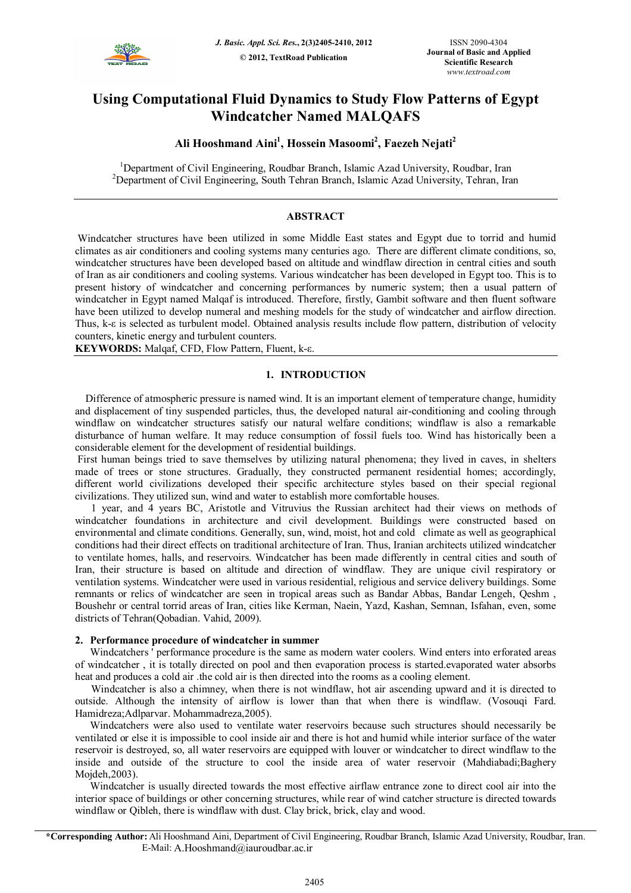# Using Computational Fluid Dynamics to Study Flow Patterns of Egypt Windcatcher Named MALQAFS

**Ali Hooshmand Aini[1], Hossein Masoomi[2], Faezeh Nejati[2]**

[1]Department of Civil Engineering, Roudbar Branch, Islamic Azad University, Roudbar, Iran
[2]Department of Civil Engineering, South Tehran Branch, Islamic Azad University, Tehran, Iran

## ABSTRACT

Windcatcher structures have been utilized in some Middle East states and Egypt due to torrid and humid climates as air conditioners and cooling systems many centuries ago. There are different climate conditions, so, windcatcher structures have been developed based on altitude and windflaw direction in central cities and south of Iran as air conditioners and cooling systems. Various windcatcher has been developed in Egypt too. This is to present history of windcatcher and concerning performances by numeric system; then a usual pattern of windcatcher in Egypt named Malqaf is introduced. Therefore, firstly, Gambit software and then fluent software have been utilized to develop numeral and meshing models for the study of windcatcher and airflow direction. Thus, k-ε is selected as turbulent model. Obtained analysis results include flow pattern, distribution of velocity counters, kinetic energy and turbulent counters.

**KEYWORDS:** Malqaf, CFD, Flow Pattern, Fluent, k-ε.

## 1. INTRODUCTION

Difference of atmospheric pressure is named wind. It is an important element of temperature change, humidity and displacement of tiny suspended particles, thus, the developed natural air-conditioning and cooling through windflaw on windcatcher structures satisfy our natural welfare conditions; windflaw is also a remarkable disturbance of human welfare. It may reduce consumption of fossil fuels too. Wind has historically been a considerable element for the development of residential buildings.

First human beings tried to save themselves by utilizing natural phenomena; they lived in caves, in shelters made of trees or stone structures. Gradually, they constructed permanent residential homes; accordingly, different world civilizations developed their specific architecture styles based on their special regional civilizations. They utilized sun, wind and water to establish more comfortable houses.

1 year, and 4 years BC, Aristotle and Vitruvius the Russian architect had their views on methods of windcatcher foundations in architecture and civil development. Buildings were constructed based on environmental and climate conditions. Generally, sun, wind, moist, hot and cold climate as well as geographical conditions had their direct effects on traditional architecture of Iran. Thus, Iranian architects utilized windcatcher to ventilate homes, halls, and reservoirs. Windcatcher has been made differently in central cities and south of Iran, their structure is based on altitude and direction of windflaw. They are unique civil respiratory or ventilation systems. Windcatcher were used in various residential, religious and service delivery buildings. Some remnants or relics of windcatcher are seen in tropical areas such as Bandar Abbas, Bandar Lengeh, Qeshm , Boushehr or central torrid areas of Iran, cities like Kerman, Naein, Yazd, Kashan, Semnan, Isfahan, even, some districts of Tehran(Qobadian. Vahid, 2009).

### 2. Performance procedure of windcatcher in summer

Windcatchers ' performance procedure is the same as modern water coolers. Wind enters into erforated areas of windcatcher , it is totally directed on pool and then evaporation process is started.evaporated water absorbs heat and produces a cold air .the cold air is then directed into the rooms as a cooling element.

Windcatcher is also a chimney, when there is not windflaw, hot air ascending upward and it is directed to outside. Although the intensity of airflow is lower than that when there is windflaw. (Vosouqi Fard. Hamidreza;Adlparvar. Mohammadreza,2005).

Windcatchers were also used to ventilate water reservoirs because such structures should necessarily be ventilated or else it is impossible to cool inside air and there is hot and humid while interior surface of the water reservoir is destroyed, so, all water reservoirs are equipped with louver or windcatcher to direct windflaw to the inside and outside of the structure to cool the inside area of water reservoir (Mahdiabadi;Baghery Mojdeh,2003).

Windcatcher is usually directed towards the most effective airflow entrance zone to direct cool air into the interior space of buildings or other concerning structures, while rear of wind catcher structure is directed towards windflaw or Qibleh, there is windflaw with dust. Clay brick, brick, clay and wood.

---

**\*Corresponding Author:** Ali Hooshmand Aini, Department of Civil Engineering, Roudbar Branch, Islamic Azad University, Roudbar, Iran. E-Mail: A.Hooshmand@iauroudbar.ac.ir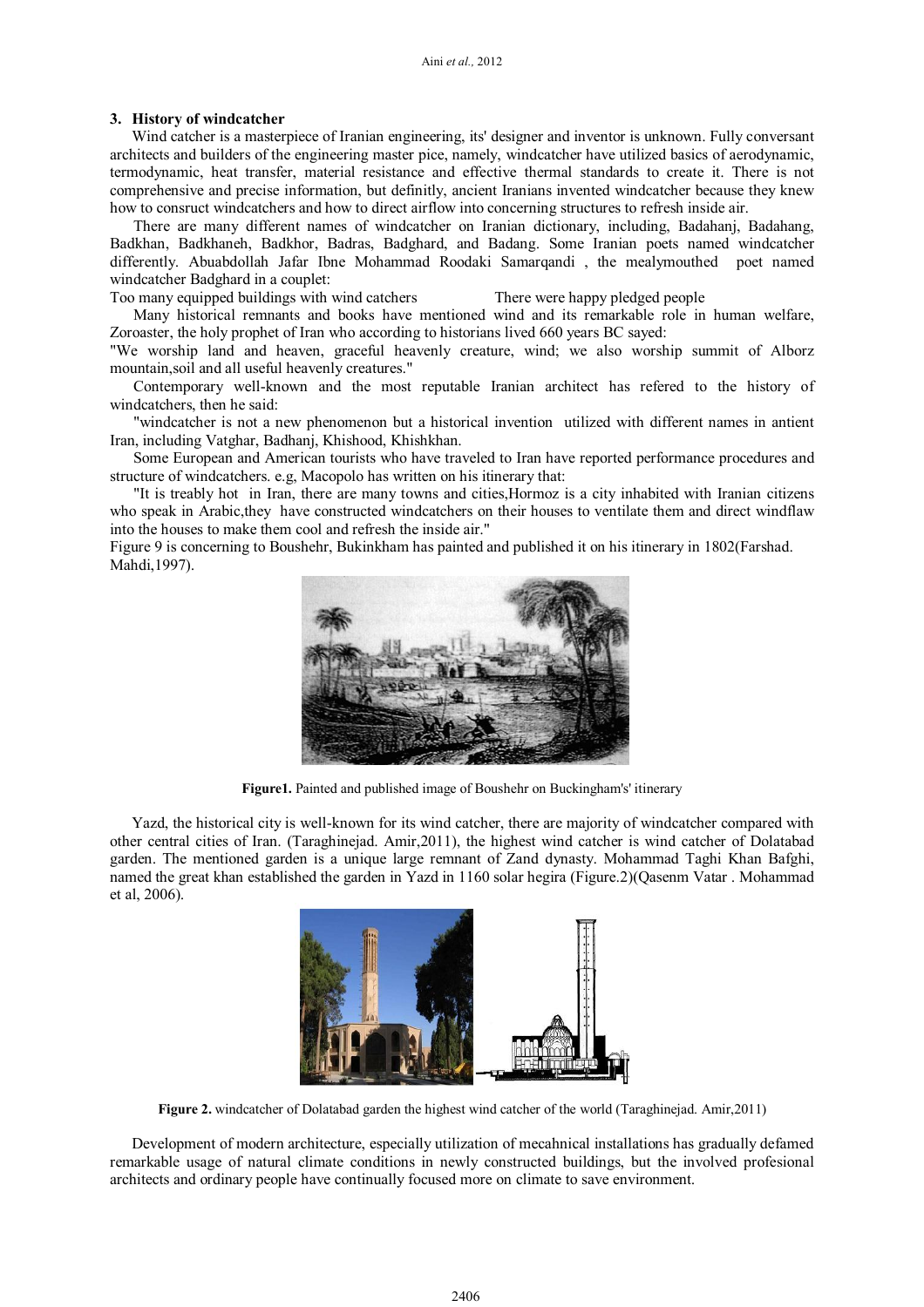### 3. History of windcatcher

Wind catcher is a masterpiece of Iranian engineering, its' designer and inventor is unknown. Fully conversant architects and builders of the engineering master pice, namely, windcatcher have utilized basics of aerodynamic, termodynamic, heat transfer, material resistance and effective thermal standards to create it. There is not comprehensive and precise information, but definitly, ancient Iranians invented windcatcher because they knew how to consruct windcatchers and how to direct airflow into concerning structures to refresh inside air.

There are many different names of windcatcher on Iranian dictionary, including, Badahanj, Badahang, Badkhan, Badkhaneh, Badkhor, Badras, Badghard, and Badang. Some Iranian poets named windcatcher differently. Abuabdollah Jafar Ibne Mohammad Roodaki Samarqandi , the mealymouthed poet named windcatcher Badghard in a couplet:

Too many equipped buildings with wind catchers There were happy pledged people

Many historical remnants and books have mentioned wind and its remarkable role in human welfare, Zoroaster, the holy prophet of Iran who according to historians lived 660 years BC sayed:

"We worship land and heaven, graceful heavenly creature, wind; we also worship summit of Alborz mountain,soil and all useful heavenly creatures."

Contemporary well-known and the most reputable Iranian architect has refered to the history of windcatchers, then he said:

"windcatcher is not a new phenomenon but a historical invention utilized with different names in antient Iran, including Vatghar, Badhanj, Khishood, Khishkhan.

Some European and American tourists who have traveled to Iran have reported performance procedures and structure of windcatchers. e.g, Macopolo has written on his itinerary that:

"It is treably hot in Iran, there are many towns and cities,Hormoz is a city inhabited with Iranian citizens who speak in Arabic,they have constructed windcatchers on their houses to ventilate them and direct windflaw into the houses to make them cool and refresh the inside air."

Figure 9 is concerning to Boushehr, Bukinkham has painted and published it on his itinerary in 1802(Farshad. Mahdi,1997).

**Figure1.** Painted and published image of Boushehr on Buckingham's' itinerary

Yazd, the historical city is well-known for its wind catcher, there are majority of windcatcher compared with other central cities of Iran. (Taraghinejad. Amir,2011), the highest wind catcher is wind catcher of Dolatabad garden. The mentioned garden is a unique large remnant of Zand dynasty. Mohammad Taghi Khan Bafghi, named the great khan established the garden in Yazd in 1160 solar hegira (Figure.2)(Qasenm Vatar . Mohammad et al, 2006).

**Figure 2.** windcatcher of Dolatabad garden the highest wind catcher of the world (Taraghinejad. Amir,2011)

Development of modern architecture, especially utilization of mecahnical installations has gradually defamed remarkable usage of natural climate conditions in newly constructed buildings, but the involved profesional architects and ordinary people have continually focused more on climate to save environment.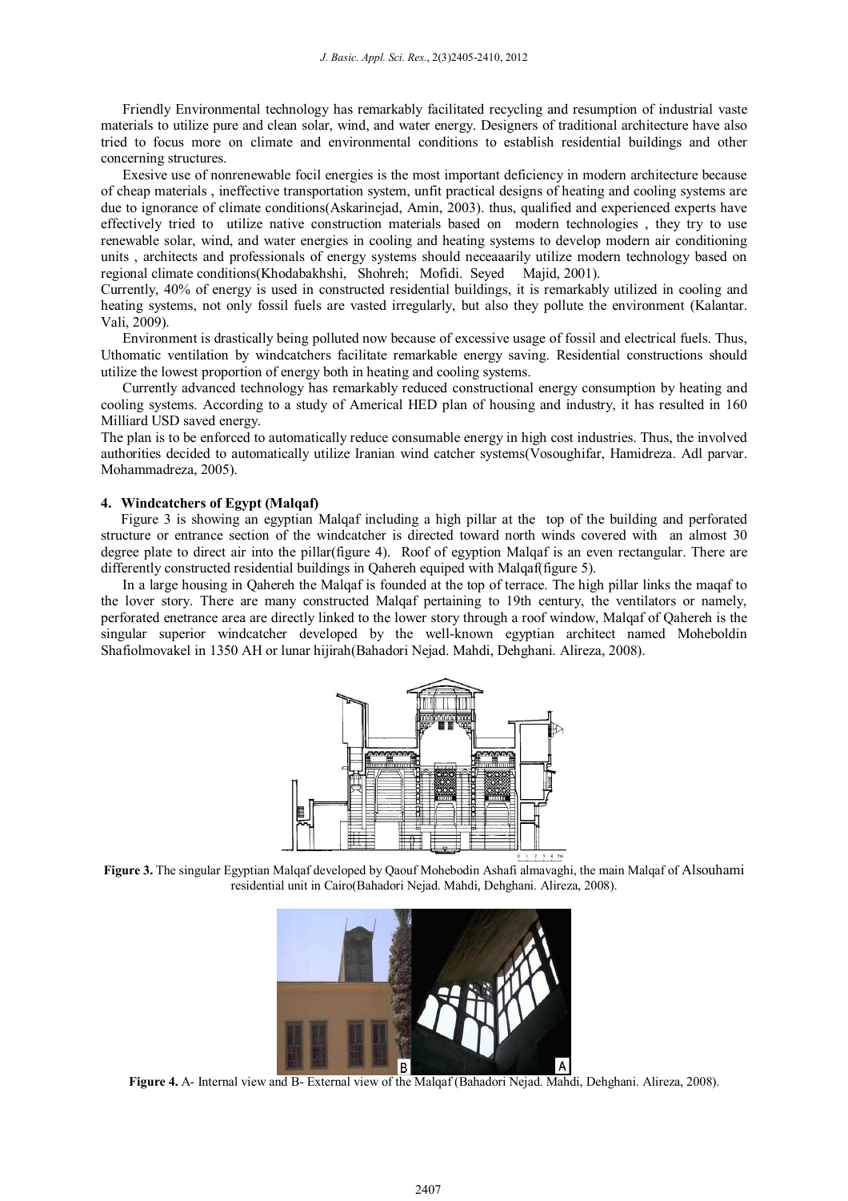Friendly Environmental technology has remarkably facilitated recycling and resumption of industrial vaste materials to utilize pure and clean solar, wind, and water energy. Designers of traditional architecture have also tried to focus more on climate and environmental conditions to establish residential buildings and other concerning structures.

Exesive use of nonrenewable focil energies is the most important deficiency in modern architecture because of cheap materials , ineffective transportation system, unfit practical designs of heating and cooling systems are due to ignorance of climate conditions(Askarinejad, Amin, 2003). thus, qualified and experienced experts have effectively tried to utilize native construction materials based on modern technologies , they try to use renewable solar, wind, and water energies in cooling and heating systems to develop modern air conditioning units , architects and professionals of energy systems should neceaaarily utilize modern technology based on regional climate conditions(Khodabakhshi, Shohreh; Mofidi. Seyed Majid, 2001).

Currently, 40% of energy is used in constructed residential buildings, it is remarkably utilized in cooling and heating systems, not only fossil fuels are vasted irregularly, but also they pollute the environment (Kalantar. Vali, 2009).

Environment is drastically being polluted now because of excessive usage of fossil and electrical fuels. Thus, Uthomatic ventilation by windcatchers facilitate remarkable energy saving. Residential constructions should utilize the lowest proportion of energy both in heating and cooling systems.

Currently advanced technology has remarkably reduced constructional energy consumption by heating and cooling systems. According to a study of Americal HED plan of housing and industry, it has resulted in 160 Milliard USD saved energy.

The plan is to be enforced to automatically reduce consumable energy in high cost industries. Thus, the involved authorities decided to automatically utilize Iranian wind catcher systems(Vosoughifar, Hamidreza. Adl parvar. Mohammadreza, 2005).

## 4. Windcatchers of Egypt (Malqaf)

Figure 3 is showing an egyptian Malqaf including a high pillar at the top of the building and perforated structure or entrance section of the windcatcher is directed toward north winds covered with an almost 30 degree plate to direct air into the pillar(figure 4). Roof of egyption Malqaf is an even rectangular. There are differently constructed residential buildings in Qahereh equiped with Malqaf(figure 5).

In a large housing in Qahereh the Malqaf is founded at the top of terrace. The high pillar links the maqaf to the lover story. There are many constructed Malqaf pertaining to 19th century, the ventilators or namely, perforated enetrance area are directly linked to the lower story through a roof window, Malqaf of Qahereh is the singular superior windcatcher developed by the well-known egyptian architect named Moheboldin Shafiolmovakel in 1350 AH or lunar hijirah(Bahadori Nejad. Mahdi, Dehghani. Alireza, 2008).

**Figure 3.** The singular Egyptian Malqaf developed by Qaouf Mohebodin Ashafi almavaghi, the main Malqaf of Alsouhami residential unit in Cairo(Bahadori Nejad. Mahdi, Dehghani. Alireza, 2008).

**Figure 4.** A- Internal view and B- External view of the Malqaf (Bahadori Nejad. Mahdi, Dehghani. Alireza, 2008).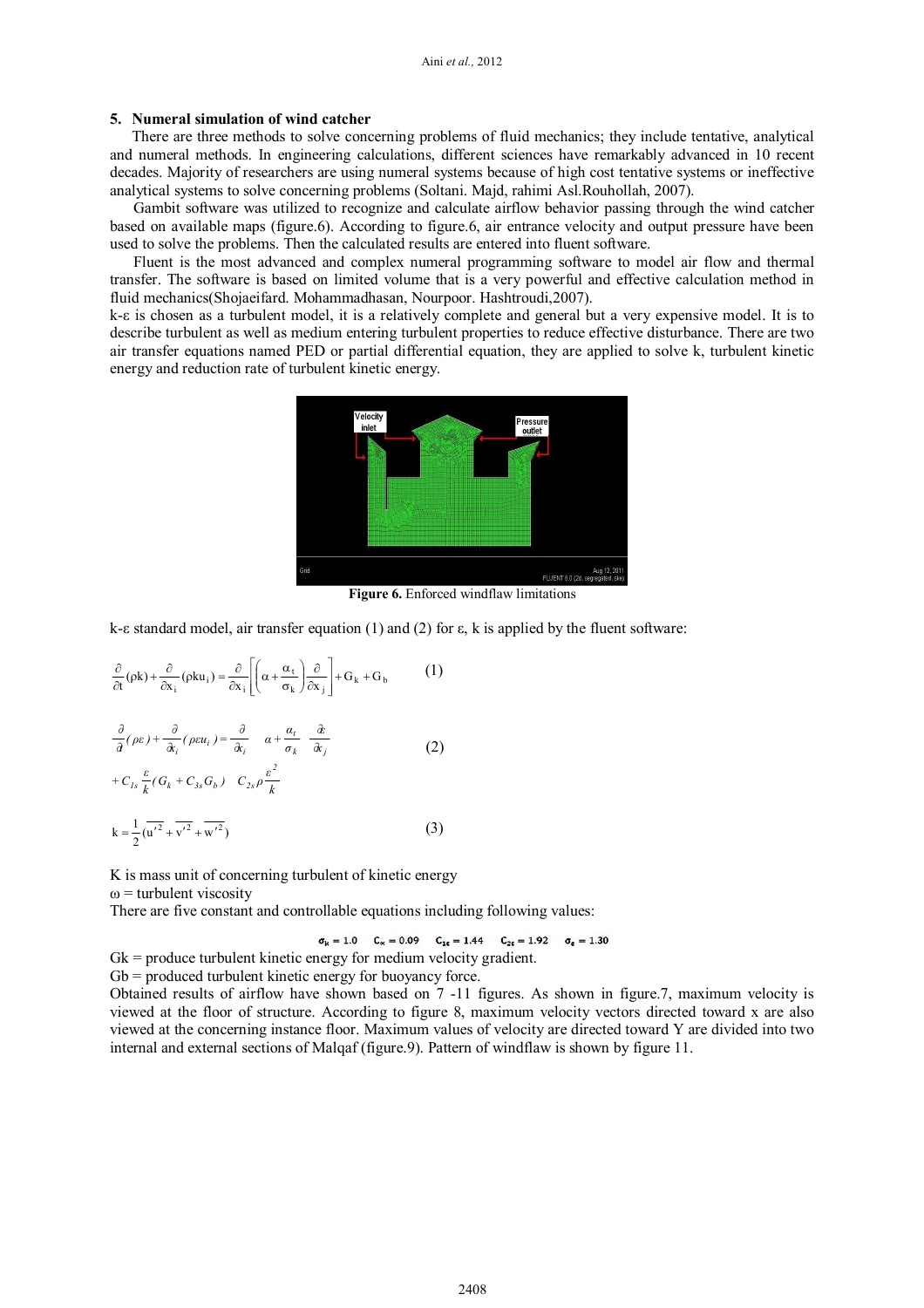## 5. Numeral simulation of wind catcher

There are three methods to solve concerning problems of fluid mechanics; they include tentative, analytical and numeral methods. In engineering calculations, different sciences have remarkably advanced in 10 recent decades. Majority of researchers are using numeral systems because of high cost tentative systems or ineffective analytical systems to solve concerning problems (Soltani. Majd, rahimi Asl.Rouhollah, 2007).

Gambit software was utilized to recognize and calculate airflow behavior passing through the wind catcher based on available maps (figure.6). According to figure.6, air entrance velocity and output pressure have been used to solve the problems. Then the calculated results are entered into fluent software.

Fluent is the most advanced and complex numeral programming software to model air flow and thermal transfer. The software is based on limited volume that is a very powerful and effective calculation method in fluid mechanics(Shojaeifard. Mohammadhasan, Nourpoor. Hashtroudi,2007).

k-ε is chosen as a turbulent model, it is a relatively complete and general but a very expensive model. It is to describe turbulent as well as medium entering turbulent properties to reduce effective disturbance. There are two air transfer equations named PED or partial differential equation, they are applied to solve k, turbulent kinetic energy and reduction rate of turbulent kinetic energy.

**Figure 6.** Enforced windflaw limitations

k-ε standard model, air transfer equation (1) and (2) for ε, k is applied by the fluent software:

$$\frac{\partial}{\partial t}(\rho k)+\frac{\partial}{\partial x_i}(\rho k u_i)=\frac{\partial}{\partial x_i}\left[\left(\alpha+\frac{\alpha_t}{\sigma_k}\right)\frac{\partial}{\partial x_j}\right]+G_k+G_b \qquad (1)$$

$$\frac{\partial}{\partial t}(\rho\varepsilon)+\frac{\partial}{\partial x_i}(\rho\varepsilon u_i)=\frac{\partial}{\partial x_i}\left[\left(\alpha+\frac{\alpha_t}{\sigma_k}\right)\frac{\partial\varepsilon}{\partial x_j}\right]+C_{1s}\frac{\varepsilon}{k}(G_k+C_{3s}G_b)-C_{2s}\rho\frac{\varepsilon^2}{k} \qquad (2)$$

$$k=\frac{1}{2}(\overline{u'^2}+\overline{v'^2}+\overline{w'^2}) \qquad (3)$$

K is mass unit of concerning turbulent of kinetic energy

ω = turbulent viscosity

There are five constant and controllable equations including following values:

$\sigma_k = 1.0 \quad C_\kappa = 0.09 \quad C_{1\varepsilon} = 1.44 \quad C_{2\varepsilon} = 1.92 \quad \sigma_\varepsilon = 1.30$

Gk = produce turbulent kinetic energy for medium velocity gradient.

Gb = produced turbulent kinetic energy for buoyancy force.

Obtained results of airflow have shown based on 7 -11 figures. As shown in figure.7, maximum velocity is viewed at the floor of structure. According to figure 8, maximum velocity vectors directed toward x are also viewed at the concerning instance floor. Maximum values of velocity are directed toward Y are divided into two internal and external sections of Malqaf (figure.9). Pattern of windflaw is shown by figure 11.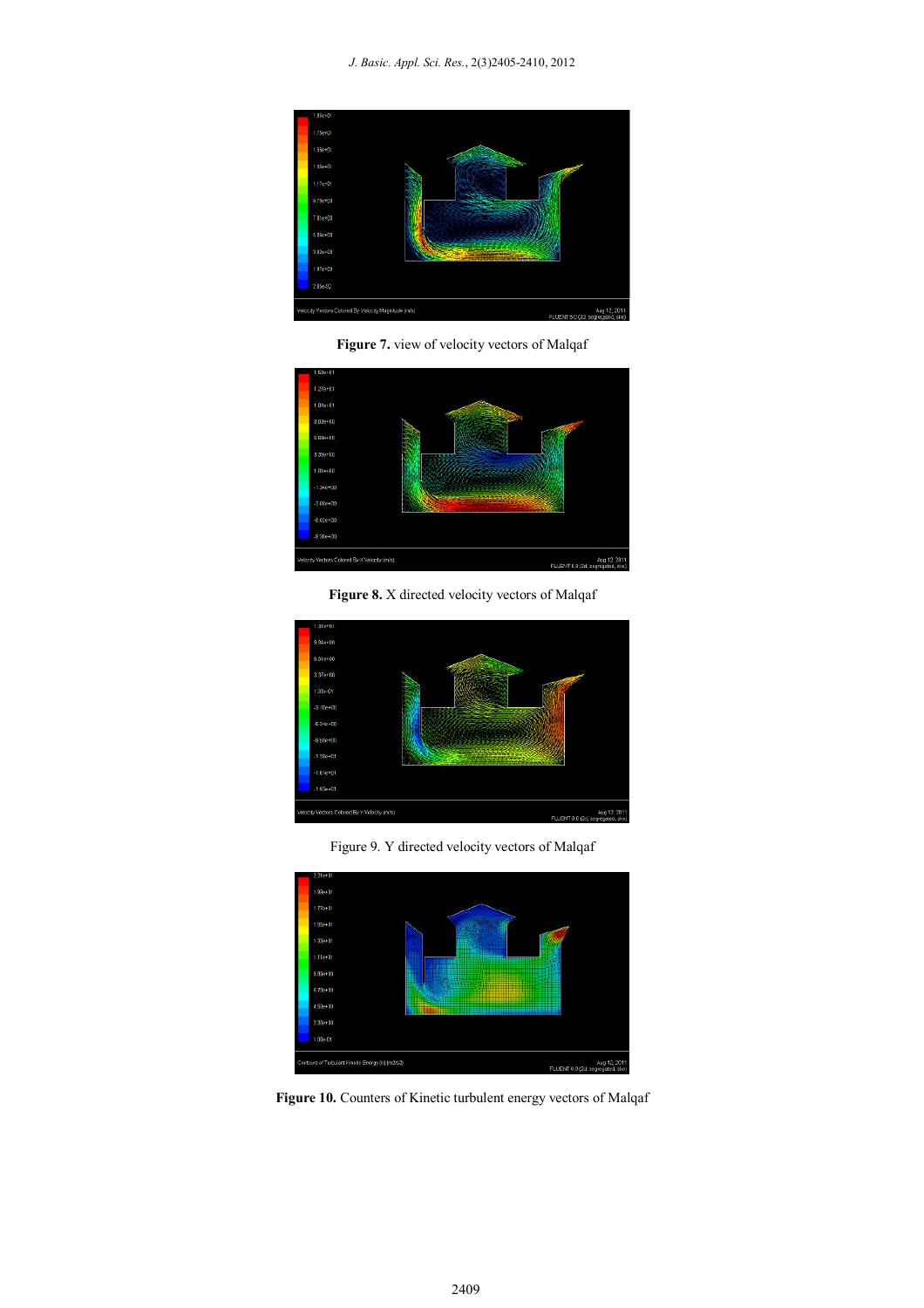**Figure 7.** view of velocity vectors of Malqaf

**Figure 8.** X directed velocity vectors of Malqaf

Figure 9. Y directed velocity vectors of Malqaf

**Figure 10.** Counters of Kinetic turbulent energy vectors of Malqaf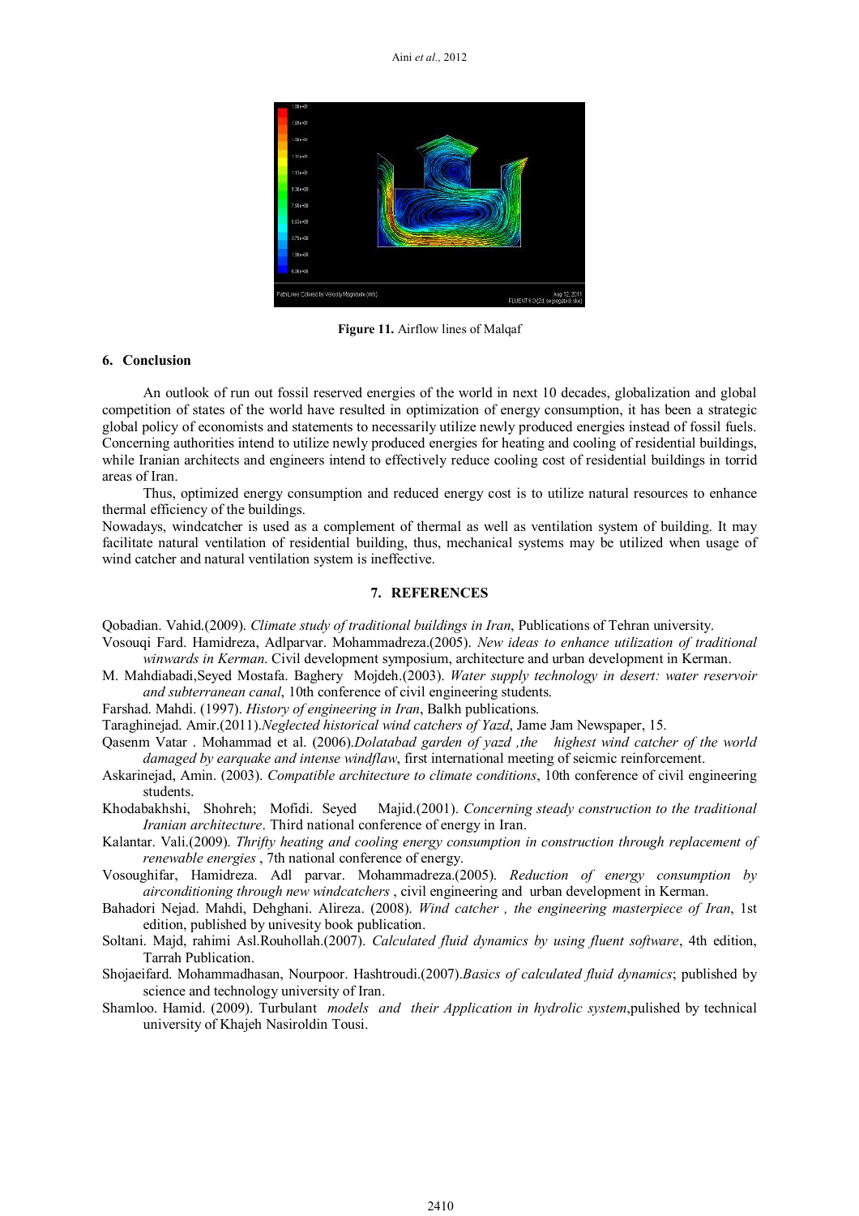PathLines Colored by Velocity Magnitude (m/s)

Aug 12, 2011
FLUENT 6.0 (2d, segregated, ske)

**Figure 11.** Airflow lines of Malqaf

## 6. Conclusion

An outlook of run out fossil reserved energies of the world in next 10 decades, globalization and global competition of states of the world have resulted in optimization of energy consumption, it has been a strategic global policy of economists and statements to necessarily utilize newly produced energies instead of fossil fuels. Concerning authorities intend to utilize newly produced energies for heating and cooling of residential buildings, while Iranian architects and engineers intend to effectively reduce cooling cost of residential buildings in torrid areas of Iran.

Thus, optimized energy consumption and reduced energy cost is to utilize natural resources to enhance thermal efficiency of the buildings.

Nowadays, windcatcher is used as a complement of thermal as well as ventilation system of building. It may facilitate natural ventilation of residential building, thus, mechanical systems may be utilized when usage of wind catcher and natural ventilation system is ineffective.

## 7. REFERENCES

Qobadian. Vahid.(2009). *Climate study of traditional buildings in Iran*, Publications of Tehran university.

Vosouqi Fard. Hamidreza, Adlparvar. Mohammadreza.(2005). *New ideas to enhance utilization of traditional winwards in Kerman*. Civil development symposium, architecture and urban development in Kerman.

M. Mahdiabadi,Seyed Mostafa. Baghery Mojdeh.(2003). *Water supply technology in desert: water reservoir and subterranean canal*, 10th conference of civil engineering students.

Farshad. Mahdi. (1997). *History of engineering in Iran*, Balkh publications.

Taraghinejad. Amir.(2011).*Neglected historical wind catchers of Yazd*, Jame Jam Newspaper, 15.

Qasenm Vatar . Mohammad et al. (2006).*Dolatabad garden of yazd ,the highest wind catcher of the world damaged by earquake and intense windflaw*, first international meeting of seicmic reinforcement.

Askarinejad, Amin. (2003). *Compatible architecture to climate conditions*, 10th conference of civil engineering students.

Khodabakhshi, Shohreh; Mofidi. Seyed Majid.(2001). *Concerning steady construction to the traditional Iranian architecture*. Third national conference of energy in Iran.

Kalantar. Vali.(2009). *Thrifty heating and cooling energy consumption in construction through replacement of renewable energies* , 7th national conference of energy.

Vosoughifar, Hamidreza. Adl parvar. Mohammadreza.(2005). *Reduction of energy consumption by airconditioning through new windcatchers* , civil engineering and urban development in Kerman.

Bahadori Nejad. Mahdi, Dehghani. Alireza. (2008). *Wind catcher , the engineering masterpiece of Iran*, 1st edition, published by univesity book publication.

Soltani. Majd, rahimi Asl.Rouhollah.(2007). *Calculated fluid dynamics by using fluent software*, 4th edition, Tarrah Publication.

Shojaeifard. Mohammadhasan, Nourpoor. Hashtroudi.(2007).*Basics of calculated fluid dynamics*; published by science and technology university of Iran.

Shamloo. Hamid. (2009). Turbulant *models and their Application in hydrolic system*,pulished by technical university of Khajeh Nasiroldin Tousi.